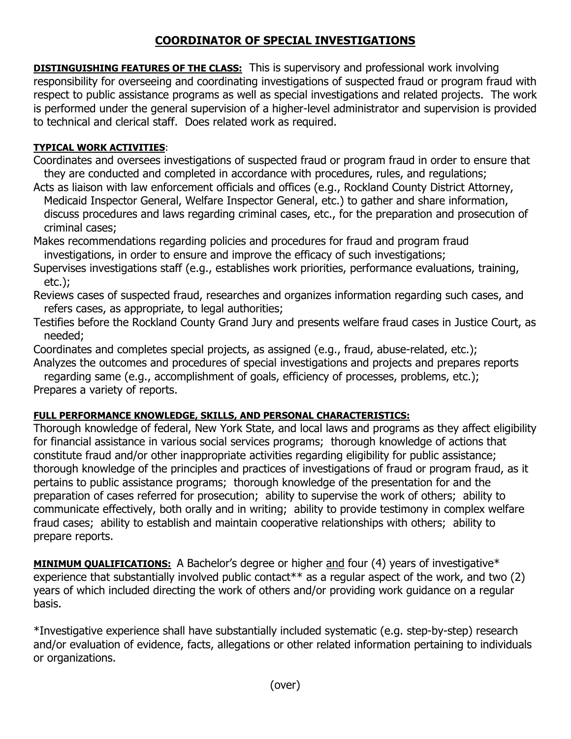# COORDINATOR OF SPECIAL INVESTIGATIONS

**DISTINGUISHING FEATURES OF THE CLASS:** This is supervisory and professional work involving responsibility for overseeing and coordinating investigations of suspected fraud or program fraud with respect to public assistance programs as well as special investigations and related projects. The work is performed under the general supervision of a higher-level administrator and supervision is provided to technical and clerical staff. Does related work as required.

**TYPICAL WORK ACTIVITIES**:

Coordinates and oversees investigations of suspected fraud or program fraud in order to ensure that they are conducted and completed in accordance with procedures, rules, and regulations;

Acts as liaison with law enforcement officials and offices (e.g., Rockland County District Attorney, Medicaid Inspector General, Welfare Inspector General, etc.) to gather and share information, discuss procedures and laws regarding criminal cases, etc., for the preparation and prosecution of criminal cases;

Makes recommendations regarding policies and procedures for fraud and program fraud investigations, in order to ensure and improve the efficacy of such investigations;

Supervises investigations staff (e.g., establishes work priorities, performance evaluations, training, etc.);

Reviews cases of suspected fraud, researches and organizes information regarding such cases, and refers cases, as appropriate, to legal authorities;

Testifies before the Rockland County Grand Jury and presents welfare fraud cases in Justice Court, as needed;

Coordinates and completes special projects, as assigned (e.g., fraud, abuse-related, etc.);

Analyzes the outcomes and procedures of special investigations and projects and prepares reports regarding same (e.g., accomplishment of goals, efficiency of processes, problems, etc.);

Prepares a variety of reports.

**FULL PERFORMANCE KNOWLEDGE, SKILLS, AND PERSONAL CHARACTERISTICS:**

Thorough knowledge of federal, New York State, and local laws and programs as they affect eligibility for financial assistance in various social services programs; thorough knowledge of actions that constitute fraud and/or other inappropriate activities regarding eligibility for public assistance; thorough knowledge of the principles and practices of investigations of fraud or program fraud, as it pertains to public assistance programs; thorough knowledge of the presentation for and the preparation of cases referred for prosecution; ability to supervise the work of others; ability to communicate effectively, both orally and in writing; ability to provide testimony in complex welfare fraud cases; ability to establish and maintain cooperative relationships with others; ability to prepare reports.

**MINIMUM QUALIFICATIONS:** A Bachelor's degree or higher and four (4) years of investigative* experience that substantially involved public contact** as a regular aspect of the work, and two (2) years of which included directing the work of others and/or providing work guidance on a regular basis.

*Investigative experience shall have substantially included systematic (e.g. step-by-step) research and/or evaluation of evidence, facts, allegations or other related information pertaining to individuals or organizations.

(over)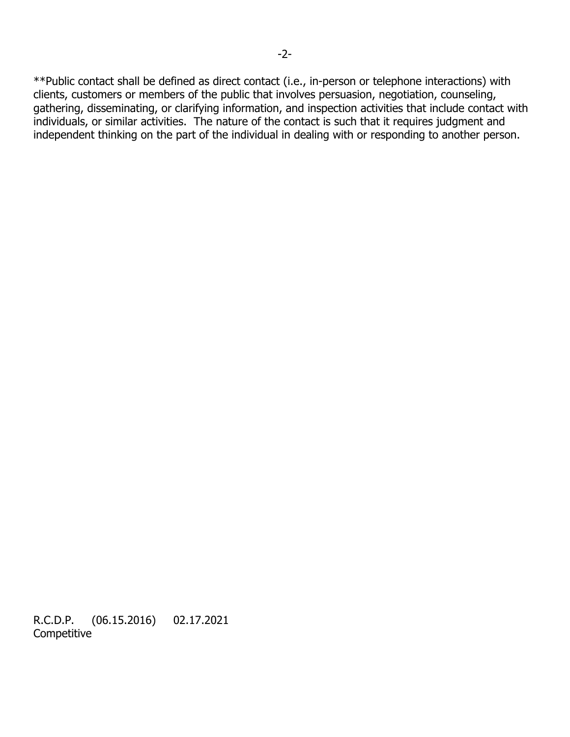**Public contact shall be defined as direct contact (i.e., in-person or telephone interactions) with clients, customers or members of the public that involves persuasion, negotiation, counseling, gathering, disseminating, or clarifying information, and inspection activities that include contact with individuals, or similar activities. The nature of the contact is such that it requires judgment and independent thinking on the part of the individual in dealing with or responding to another person.

R.C.D.P. (06.15.2016) 02.17.2021
Competitive